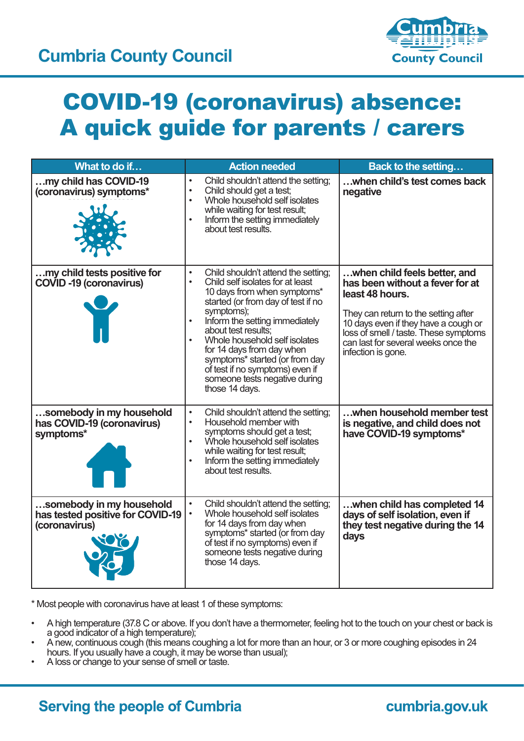Cumbria County Council

# COVID-19 (coronavirus) absence: A quick guide for parents / carers

| What to do if… | Action needed | Back to the setting… |
|---|---|---|
| **…my child has COVID-19 (coronavirus) symptoms*** | • Child shouldn't attend the setting;<br>• Child should get a test;<br>• Whole household self isolates while waiting for test result;<br>• Inform the setting immediately about test results. | **…when child's test comes back negative** |
| **…my child tests positive for COVID -19 (coronavirus)** | • Child shouldn't attend the setting;<br>• Child self isolates for at least 10 days from when symptoms* started (or from day of test if no symptoms);<br>• Inform the setting immediately about test results;<br>• Whole household self isolates for 14 days from day when symptoms* started (or from day of test if no symptoms) even if someone tests negative during those 14 days. | **…when child feels better, and has been without a fever for at least 48 hours.**<br><br>They can return to the setting after 10 days even if they have a cough or loss of smell / taste. These symptoms can last for several weeks once the infection is gone. |
| **…somebody in my household has COVID-19 (coronavirus) symptoms*** | • Child shouldn't attend the setting;<br>• Household member with symptoms should get a test;<br>• Whole household self isolates while waiting for test result;<br>• Inform the setting immediately about test results. | **…when household member test is negative, and child does not have COVID-19 symptoms*** |
| **…somebody in my household has tested positive for COVID-19 (coronavirus)** | • Child shouldn't attend the setting;<br>• Whole household self isolates for 14 days from day when symptoms* started (or from day of test if no symptoms) even if someone tests negative during those 14 days. | **…when child has completed 14 days of self isolation, even if they test negative during the 14 days** |

* Most people with coronavirus have at least 1 of these symptoms:

- A high temperature (37.8 C or above. If you don't have a thermometer, feeling hot to the touch on your chest or back is a good indicator of a high temperature);
- A new, continuous cough (this means coughing a lot for more than an hour, or 3 or more coughing episodes in 24 hours. If you usually have a cough, it may be worse than usual);
- A loss or change to your sense of smell or taste.

Serving the people of Cumbria

cumbria.gov.uk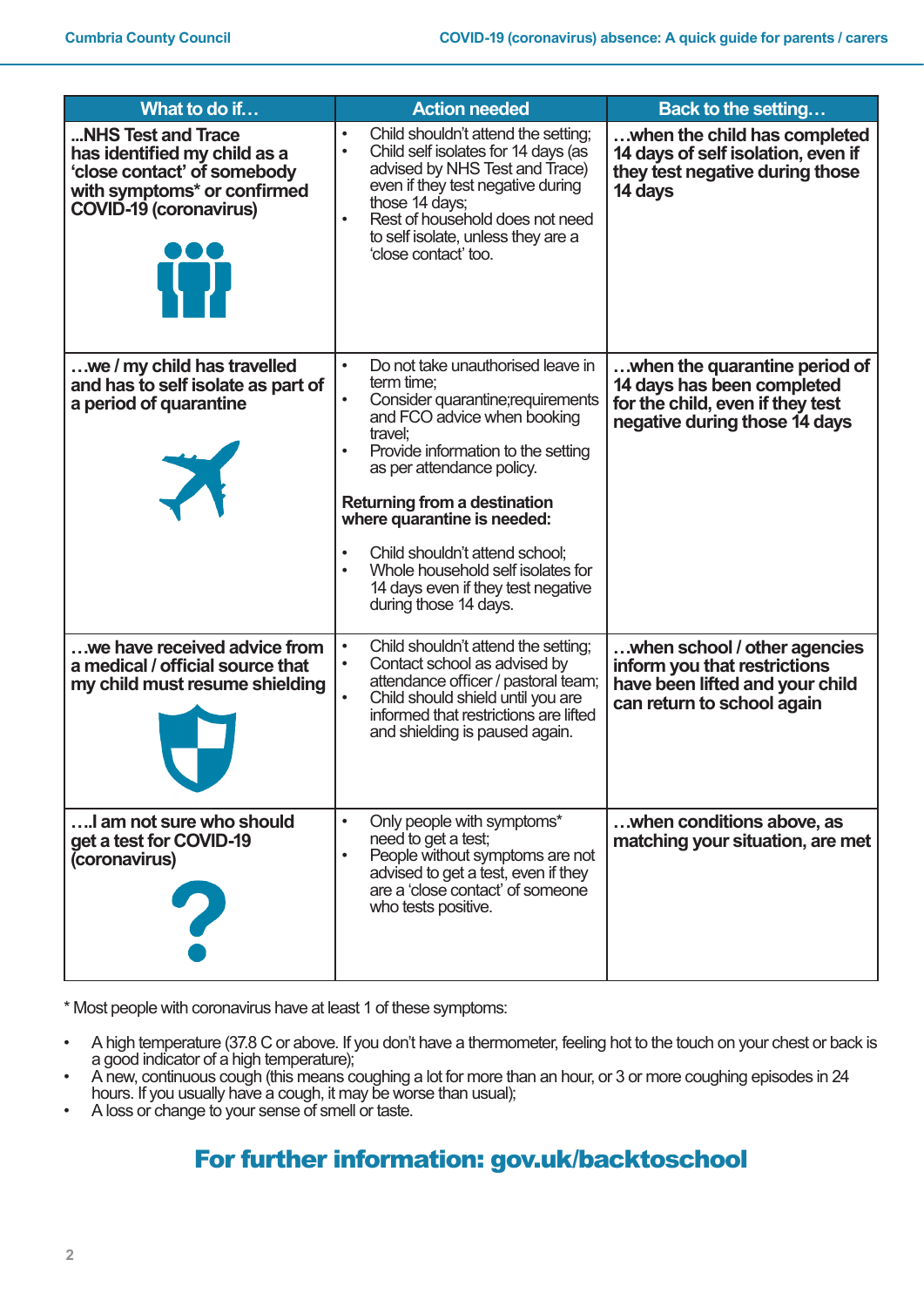| What to do if… | Action needed | Back to the setting… |
|---|---|---|
| **...NHS Test and Trace has identified my child as a 'close contact' of somebody with symptoms* or confirmed COVID-19 (coronavirus)** | • Child shouldn't attend the setting;<br>• Child self isolates for 14 days (as advised by NHS Test and Trace) even if they test negative during those 14 days;<br>• Rest of household does not need to self isolate, unless they are a 'close contact' too. | **…when the child has completed 14 days of self isolation, even if they test negative during those 14 days** |
| **…we / my child has travelled and has to self isolate as part of a period of quarantine** | • Do not take unauthorised leave in term time;<br>• Consider quarantine;requirements and FCO advice when booking travel;<br>• Provide information to the setting as per attendance policy.<br><br>**Returning from a destination where quarantine is needed:**<br><br>• Child shouldn't attend school;<br>• Whole household self isolates for 14 days even if they test negative during those 14 days. | **…when the quarantine period of 14 days has been completed for the child, even if they test negative during those 14 days** |
| **…we have received advice from a medical / official source that my child must resume shielding** | • Child shouldn't attend the setting;<br>• Contact school as advised by attendance officer / pastoral team;<br>• Child should shield until you are informed that restrictions are lifted and shielding is paused again. | **…when school / other agencies inform you that restrictions have been lifted and your child can return to school again** |
| **….I am not sure who should get a test for COVID-19 (coronavirus)** | • Only people with symptoms* need to get a test;<br>• People without symptoms are not advised to get a test, even if they are a 'close contact' of someone who tests positive. | **…when conditions above, as matching your situation, are met** |

* Most people with coronavirus have at least 1 of these symptoms:

- A high temperature (37.8 C or above. If you don't have a thermometer, feeling hot to the touch on your chest or back is a good indicator of a high temperature);
- A new, continuous cough (this means coughing a lot for more than an hour, or 3 or more coughing episodes in 24 hours. If you usually have a cough, it may be worse than usual);
- A loss or change to your sense of smell or taste.

## For further information: gov.uk/backtoschool